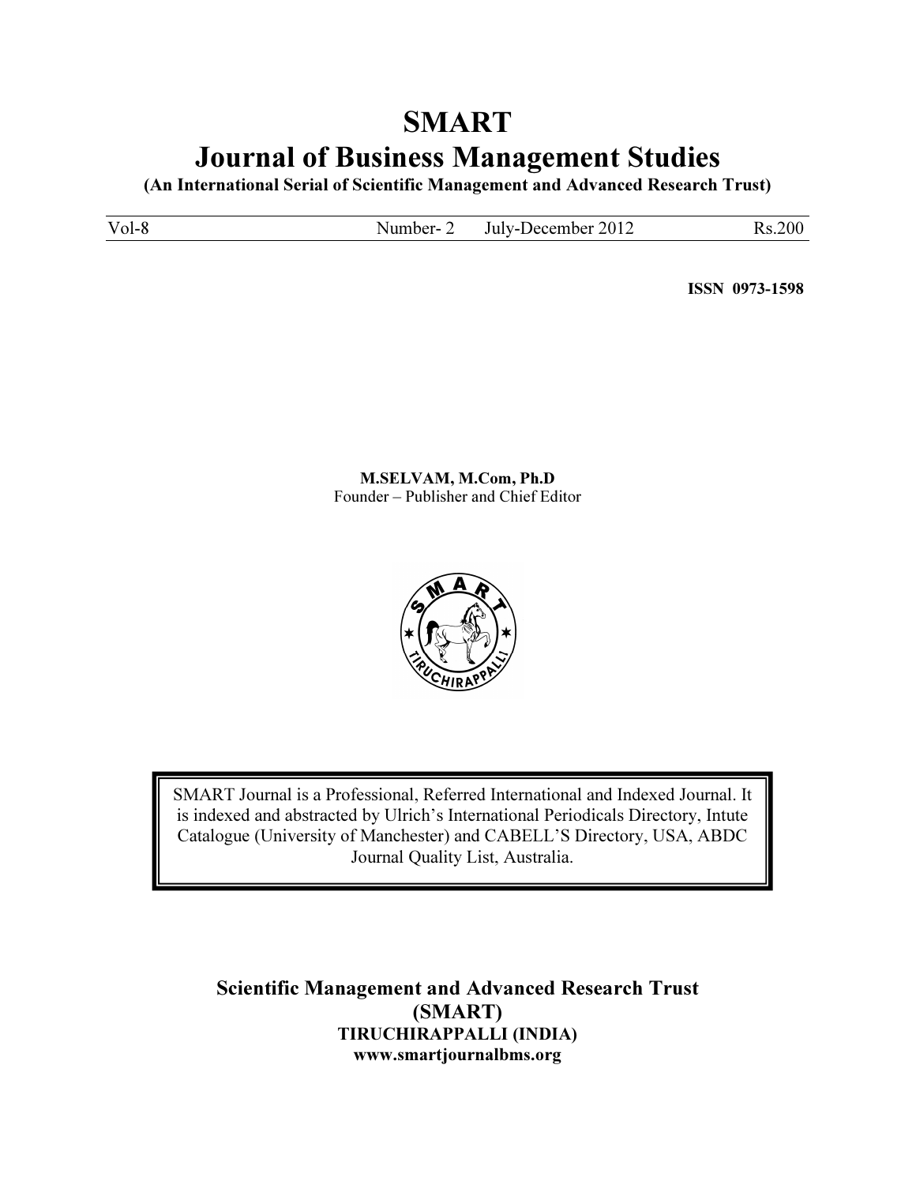# SMART
# Journal of Business Management Studies

**(An International Serial of Scientific Management and Advanced Research Trust)**

| Vol-8 | Number- 2 July-December 2012 | Rs.200 |
|---|---|---|

**ISSN 0973-1598**

**M.SELVAM, M.Com, Ph.D**
Founder – Publisher and Chief Editor

SMART Journal is a Professional, Referred International and Indexed Journal. It is indexed and abstracted by Ulrich's International Periodicals Directory, Intute Catalogue (University of Manchester) and CABELL'S Directory, USA, ABDC Journal Quality List, Australia.

**Scientific Management and Advanced Research Trust**
**(SMART)**
**TIRUCHIRAPPALLI (INDIA)**
**www.smartjournalbms.org**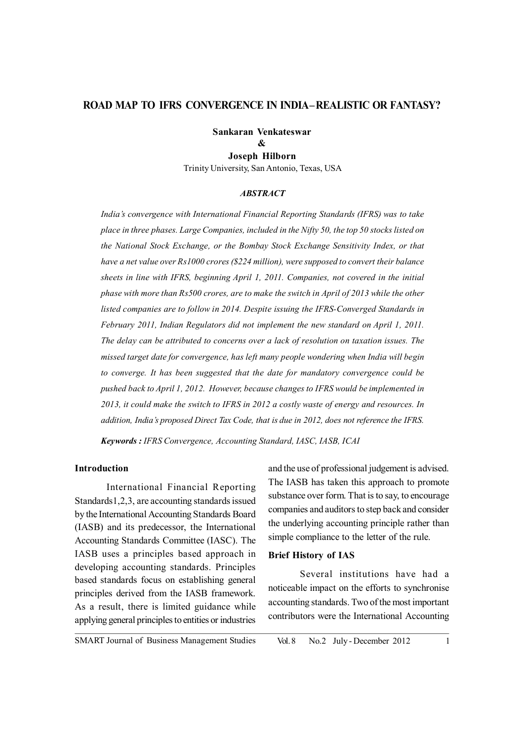# ROAD MAP TO IFRS CONVERGENCE IN INDIA–REALISTIC OR FANTASY?

**Sankaran Venkateswar**
**&**
**Joseph Hilborn**
Trinity University, San Antonio, Texas, USA

***ABSTRACT***

*India's convergence with International Financial Reporting Standards (IFRS) was to take place in three phases. Large Companies, included in the Nifty 50, the top 50 stocks listed on the National Stock Exchange, or the Bombay Stock Exchange Sensitivity Index, or that have a net value over Rs1000 crores ($224 million), were supposed to convert their balance sheets in line with IFRS, beginning April 1, 2011. Companies, not covered in the initial phase with more than Rs500 crores, are to make the switch in April of 2013 while the other listed companies are to follow in 2014. Despite issuing the IFRS-Converged Standards in February 2011, Indian Regulators did not implement the new standard on April 1, 2011. The delay can be attributed to concerns over a lack of resolution on taxation issues. The missed target date for convergence, has left many people wondering when India will begin to converge. It has been suggested that the date for mandatory convergence could be pushed back to April 1, 2012. However, because changes to IFRS would be implemented in 2013, it could make the switch to IFRS in 2012 a costly waste of energy and resources. In addition, India's proposed Direct Tax Code, that is due in 2012, does not reference the IFRS.*

***Keywords :*** *IFRS Convergence, Accounting Standard, IASC, IASB, ICAI*

## Introduction

International Financial Reporting Standards1,2,3, are accounting standards issued by the International Accounting Standards Board (IASB) and its predecessor, the International Accounting Standards Committee (IASC). The IASB uses a principles based approach in developing accounting standards. Principles based standards focus on establishing general principles derived from the IASB framework. As a result, there is limited guidance while applying general principles to entities or industries and the use of professional judgement is advised. The IASB has taken this approach to promote substance over form. That is to say, to encourage companies and auditors to step back and consider the underlying accounting principle rather than simple compliance to the letter of the rule.

## Brief History of IAS

Several institutions have had a noticeable impact on the efforts to synchronise accounting standards. Two of the most important contributors were the International Accounting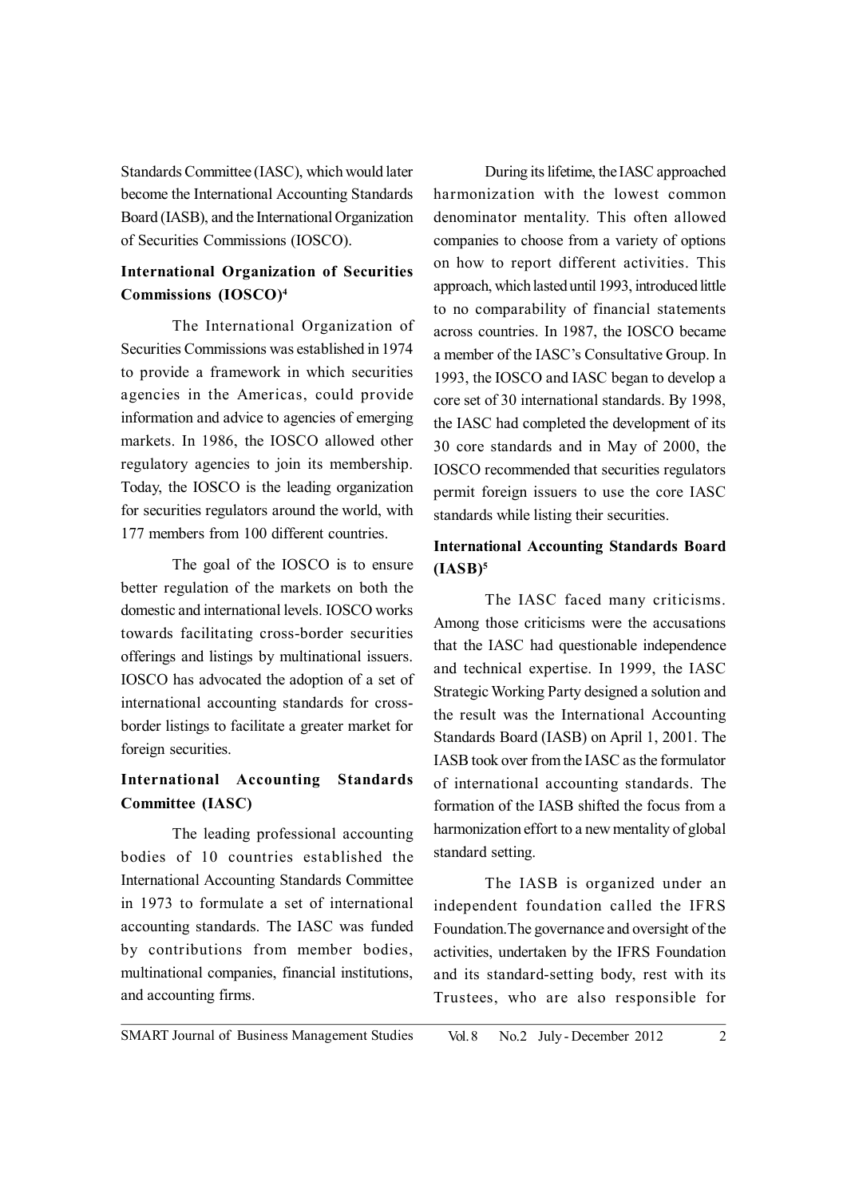Standards Committee (IASC), which would later become the International Accounting Standards Board (IASB), and the International Organization of Securities Commissions (IOSCO).

## International Organization of Securities Commissions (IOSCO)[4]

The International Organization of Securities Commissions was established in 1974 to provide a framework in which securities agencies in the Americas, could provide information and advice to agencies of emerging markets. In 1986, the IOSCO allowed other regulatory agencies to join its membership. Today, the IOSCO is the leading organization for securities regulators around the world, with 177 members from 100 different countries.

The goal of the IOSCO is to ensure better regulation of the markets on both the domestic and international levels. IOSCO works towards facilitating cross-border securities offerings and listings by multinational issuers. IOSCO has advocated the adoption of a set of international accounting standards for cross-border listings to facilitate a greater market for foreign securities.

## International Accounting Standards Committee (IASC)

The leading professional accounting bodies of 10 countries established the International Accounting Standards Committee in 1973 to formulate a set of international accounting standards. The IASC was funded by contributions from member bodies, multinational companies, financial institutions, and accounting firms.

During its lifetime, the IASC approached harmonization with the lowest common denominator mentality. This often allowed companies to choose from a variety of options on how to report different activities. This approach, which lasted until 1993, introduced little to no comparability of financial statements across countries. In 1987, the IOSCO became a member of the IASC's Consultative Group. In 1993, the IOSCO and IASC began to develop a core set of 30 international standards. By 1998, the IASC had completed the development of its 30 core standards and in May of 2000, the IOSCO recommended that securities regulators permit foreign issuers to use the core IASC standards while listing their securities.

## International Accounting Standards Board (IASB)[5]

The IASC faced many criticisms. Among those criticisms were the accusations that the IASC had questionable independence and technical expertise. In 1999, the IASC Strategic Working Party designed a solution and the result was the International Accounting Standards Board (IASB) on April 1, 2001. The IASB took over from the IASC as the formulator of international accounting standards. The formation of the IASB shifted the focus from a harmonization effort to a new mentality of global standard setting.

The IASB is organized under an independent foundation called the IFRS Foundation.The governance and oversight of the activities, undertaken by the IFRS Foundation and its standard-setting body, rest with its Trustees, who are also responsible for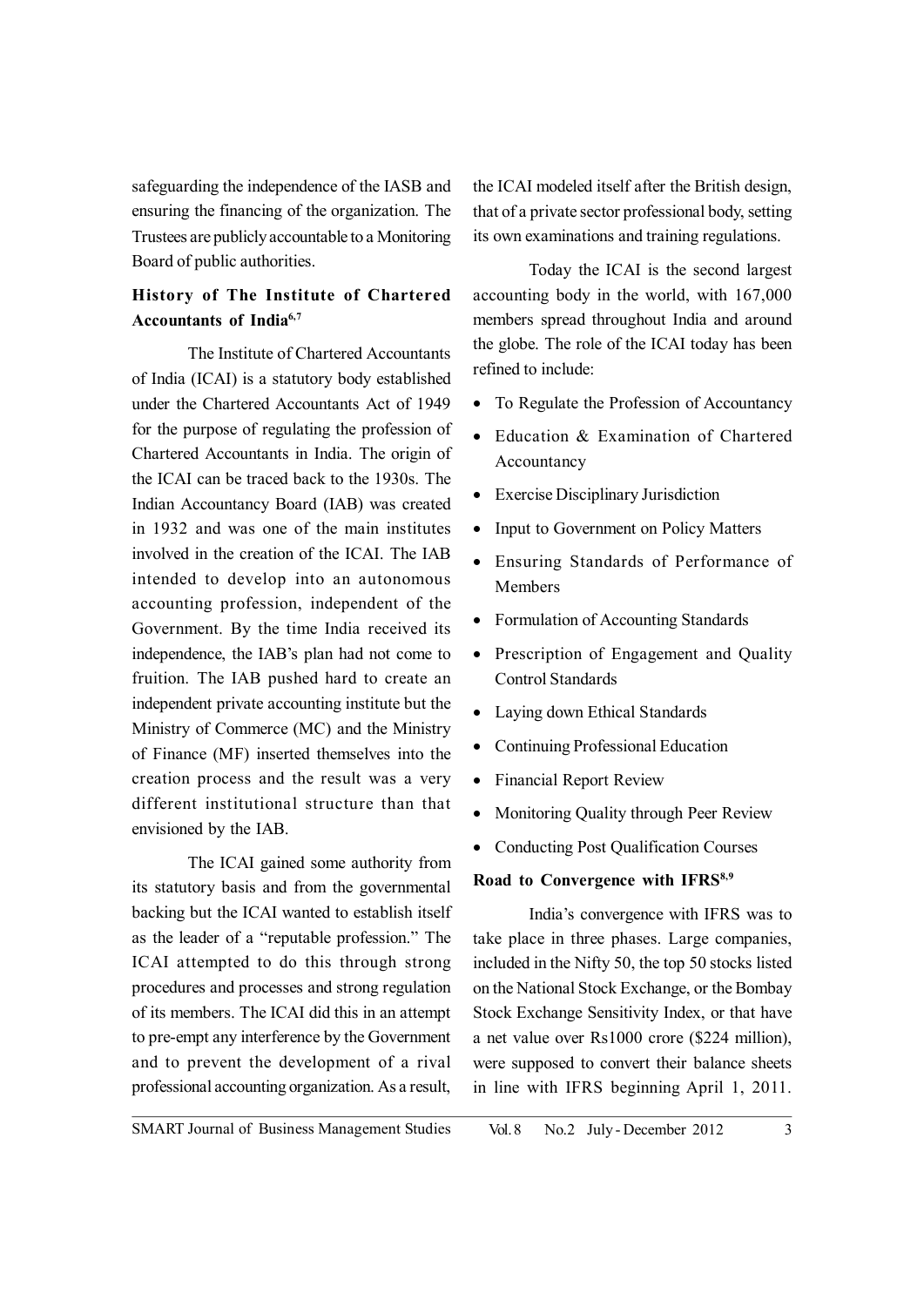safeguarding the independence of the IASB and ensuring the financing of the organization. The Trustees are publicly accountable to a Monitoring Board of public authorities.

### History of The Institute of Chartered Accountants of India[6,7]

The Institute of Chartered Accountants of India (ICAI) is a statutory body established under the Chartered Accountants Act of 1949 for the purpose of regulating the profession of Chartered Accountants in India. The origin of the ICAI can be traced back to the 1930s. The Indian Accountancy Board (IAB) was created in 1932 and was one of the main institutes involved in the creation of the ICAI. The IAB intended to develop into an autonomous accounting profession, independent of the Government. By the time India received its independence, the IAB's plan had not come to fruition. The IAB pushed hard to create an independent private accounting institute but the Ministry of Commerce (MC) and the Ministry of Finance (MF) inserted themselves into the creation process and the result was a very different institutional structure than that envisioned by the IAB.

The ICAI gained some authority from its statutory basis and from the governmental backing but the ICAI wanted to establish itself as the leader of a "reputable profession." The ICAI attempted to do this through strong procedures and processes and strong regulation of its members. The ICAI did this in an attempt to pre-empt any interference by the Government and to prevent the development of a rival professional accounting organization. As a result, the ICAI modeled itself after the British design, that of a private sector professional body, setting its own examinations and training regulations.

Today the ICAI is the second largest accounting body in the world, with 167,000 members spread throughout India and around the globe. The role of the ICAI today has been refined to include:

- To Regulate the Profession of Accountancy
- Education & Examination of Chartered Accountancy
- Exercise Disciplinary Jurisdiction
- Input to Government on Policy Matters
- Ensuring Standards of Performance of Members
- Formulation of Accounting Standards
- Prescription of Engagement and Quality Control Standards
- Laying down Ethical Standards
- Continuing Professional Education
- Financial Report Review
- Monitoring Quality through Peer Review
- Conducting Post Qualification Courses

### Road to Convergence with IFRS[8,9]

India's convergence with IFRS was to take place in three phases. Large companies, included in the Nifty 50, the top 50 stocks listed on the National Stock Exchange, or the Bombay Stock Exchange Sensitivity Index, or that have a net value over Rs1000 crore ($224 million), were supposed to convert their balance sheets in line with IFRS beginning April 1, 2011.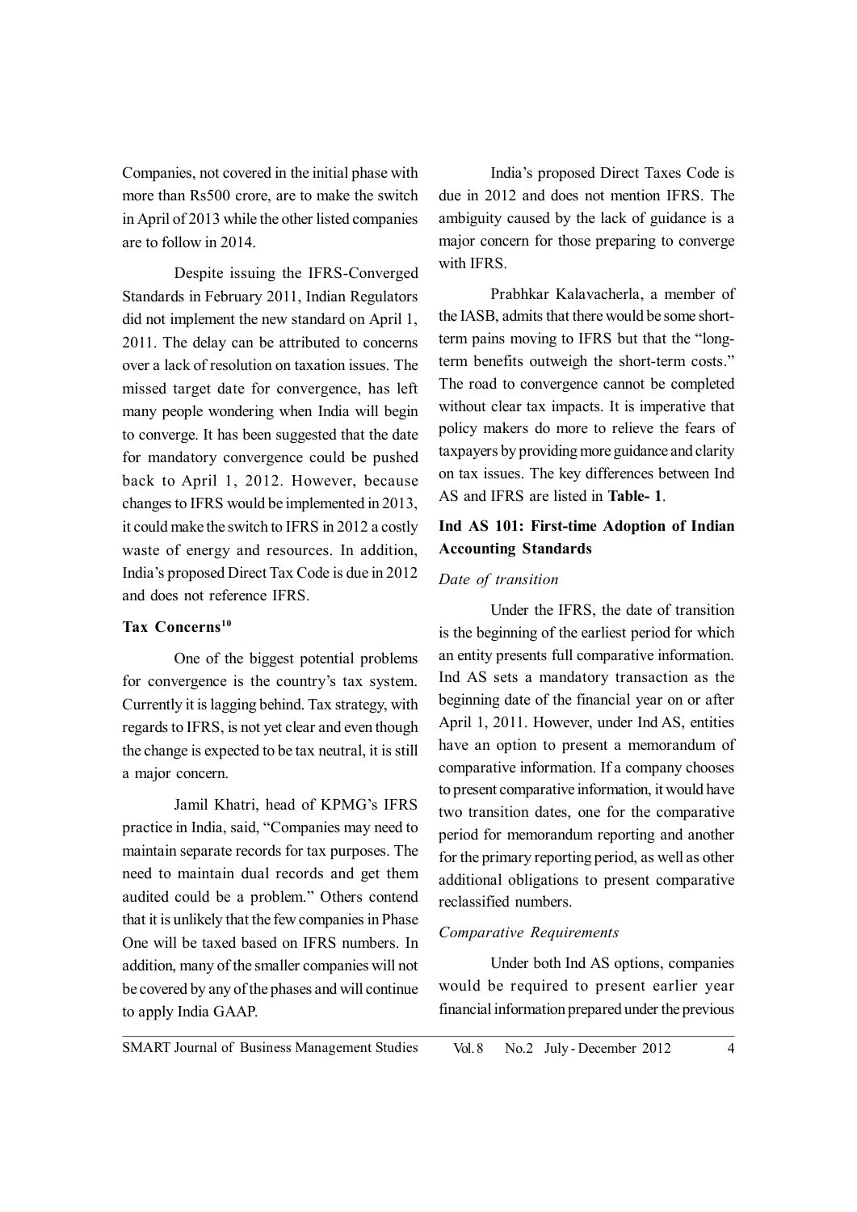Companies, not covered in the initial phase with more than Rs500 crore, are to make the switch in April of 2013 while the other listed companies are to follow in 2014.

Despite issuing the IFRS-Converged Standards in February 2011, Indian Regulators did not implement the new standard on April 1, 2011. The delay can be attributed to concerns over a lack of resolution on taxation issues. The missed target date for convergence, has left many people wondering when India will begin to converge. It has been suggested that the date for mandatory convergence could be pushed back to April 1, 2012. However, because changes to IFRS would be implemented in 2013, it could make the switch to IFRS in 2012 a costly waste of energy and resources. In addition, India's proposed Direct Tax Code is due in 2012 and does not reference IFRS.

### Tax Concerns[10]

One of the biggest potential problems for convergence is the country's tax system. Currently it is lagging behind. Tax strategy, with regards to IFRS, is not yet clear and even though the change is expected to be tax neutral, it is still a major concern.

Jamil Khatri, head of KPMG's IFRS practice in India, said, "Companies may need to maintain separate records for tax purposes. The need to maintain dual records and get them audited could be a problem." Others contend that it is unlikely that the few companies in Phase One will be taxed based on IFRS numbers. In addition, many of the smaller companies will not be covered by any of the phases and will continue to apply India GAAP.

India's proposed Direct Taxes Code is due in 2012 and does not mention IFRS. The ambiguity caused by the lack of guidance is a major concern for those preparing to converge with IFRS.

Prabhkar Kalavacherla, a member of the IASB, admits that there would be some short-term pains moving to IFRS but that the "long-term benefits outweigh the short-term costs." The road to convergence cannot be completed without clear tax impacts. It is imperative that policy makers do more to relieve the fears of taxpayers by providing more guidance and clarity on tax issues. The key differences between Ind AS and IFRS are listed in **Table- 1**.

### Ind AS 101: First-time Adoption of Indian Accounting Standards

*Date of transition*

Under the IFRS, the date of transition is the beginning of the earliest period for which an entity presents full comparative information. Ind AS sets a mandatory transaction as the beginning date of the financial year on or after April 1, 2011. However, under Ind AS, entities have an option to present a memorandum of comparative information. If a company chooses to present comparative information, it would have two transition dates, one for the comparative period for memorandum reporting and another for the primary reporting period, as well as other additional obligations to present comparative reclassified numbers.

*Comparative Requirements*

Under both Ind AS options, companies would be required to present earlier year financial information prepared under the previous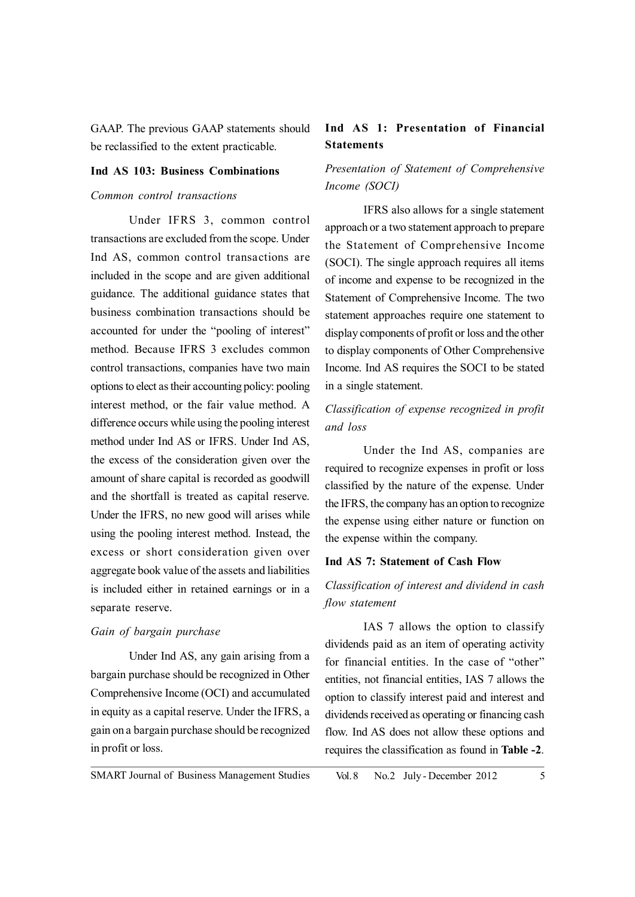GAAP. The previous GAAP statements should be reclassified to the extent practicable.

### Ind AS 103: Business Combinations

*Common control transactions*

Under IFRS 3, common control transactions are excluded from the scope. Under Ind AS, common control transactions are included in the scope and are given additional guidance. The additional guidance states that business combination transactions should be accounted for under the "pooling of interest" method. Because IFRS 3 excludes common control transactions, companies have two main options to elect as their accounting policy: pooling interest method, or the fair value method. A difference occurs while using the pooling interest method under Ind AS or IFRS. Under Ind AS, the excess of the consideration given over the amount of share capital is recorded as goodwill and the shortfall is treated as capital reserve. Under the IFRS, no new good will arises while using the pooling interest method. Instead, the excess or short consideration given over aggregate book value of the assets and liabilities is included either in retained earnings or in a separate reserve.

*Gain of bargain purchase*

Under Ind AS, any gain arising from a bargain purchase should be recognized in Other Comprehensive Income (OCI) and accumulated in equity as a capital reserve. Under the IFRS, a gain on a bargain purchase should be recognized in profit or loss.

### Ind AS 1: Presentation of Financial Statements

*Presentation of Statement of Comprehensive Income (SOCI)*

IFRS also allows for a single statement approach or a two statement approach to prepare the Statement of Comprehensive Income (SOCI). The single approach requires all items of income and expense to be recognized in the Statement of Comprehensive Income. The two statement approaches require one statement to display components of profit or loss and the other to display components of Other Comprehensive Income. Ind AS requires the SOCI to be stated in a single statement.

*Classification of expense recognized in profit and loss*

Under the Ind AS, companies are required to recognize expenses in profit or loss classified by the nature of the expense. Under the IFRS, the company has an option to recognize the expense using either nature or function on the expense within the company.

### Ind AS 7: Statement of Cash Flow

*Classification of interest and dividend in cash flow statement*

IAS 7 allows the option to classify dividends paid as an item of operating activity for financial entities. In the case of "other" entities, not financial entities, IAS 7 allows the option to classify interest paid and interest and dividends received as operating or financing cash flow. Ind AS does not allow these options and requires the classification as found in **Table -2**.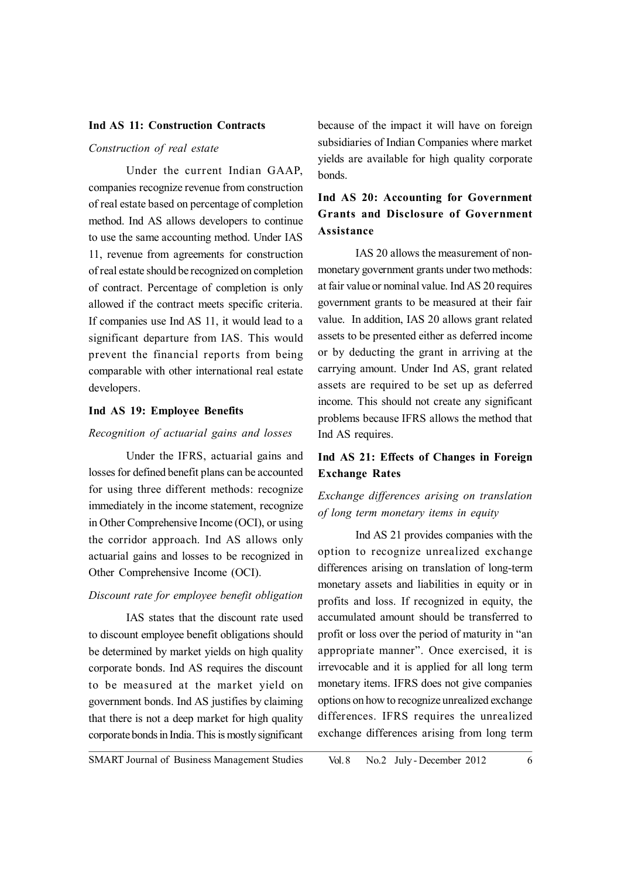**Ind AS 11: Construction Contracts**

*Construction of real estate*

Under the current Indian GAAP, companies recognize revenue from construction of real estate based on percentage of completion method. Ind AS allows developers to continue to use the same accounting method. Under IAS 11, revenue from agreements for construction of real estate should be recognized on completion of contract. Percentage of completion is only allowed if the contract meets specific criteria. If companies use Ind AS 11, it would lead to a significant departure from IAS. This would prevent the financial reports from being comparable with other international real estate developers.

**Ind AS 19: Employee Benefits**

*Recognition of actuarial gains and losses*

Under the IFRS, actuarial gains and losses for defined benefit plans can be accounted for using three different methods: recognize immediately in the income statement, recognize in Other Comprehensive Income (OCI), or using the corridor approach. Ind AS allows only actuarial gains and losses to be recognized in Other Comprehensive Income (OCI).

*Discount rate for employee benefit obligation*

IAS states that the discount rate used to discount employee benefit obligations should be determined by market yields on high quality corporate bonds. Ind AS requires the discount to be measured at the market yield on government bonds. Ind AS justifies by claiming that there is not a deep market for high quality corporate bonds in India. This is mostly significant because of the impact it will have on foreign subsidiaries of Indian Companies where market yields are available for high quality corporate bonds.

**Ind AS 20: Accounting for Government Grants and Disclosure of Government Assistance**

IAS 20 allows the measurement of non-monetary government grants under two methods: at fair value or nominal value. Ind AS 20 requires government grants to be measured at their fair value. In addition, IAS 20 allows grant related assets to be presented either as deferred income or by deducting the grant in arriving at the carrying amount. Under Ind AS, grant related assets are required to be set up as deferred income. This should not create any significant problems because IFRS allows the method that Ind AS requires.

**Ind AS 21: Effects of Changes in Foreign Exchange Rates**

*Exchange differences arising on translation of long term monetary items in equity*

Ind AS 21 provides companies with the option to recognize unrealized exchange differences arising on translation of long-term monetary assets and liabilities in equity or in profits and loss. If recognized in equity, the accumulated amount should be transferred to profit or loss over the period of maturity in "an appropriate manner". Once exercised, it is irrevocable and it is applied for all long term monetary items. IFRS does not give companies options on how to recognize unrealized exchange differences. IFRS requires the unrealized exchange differences arising from long term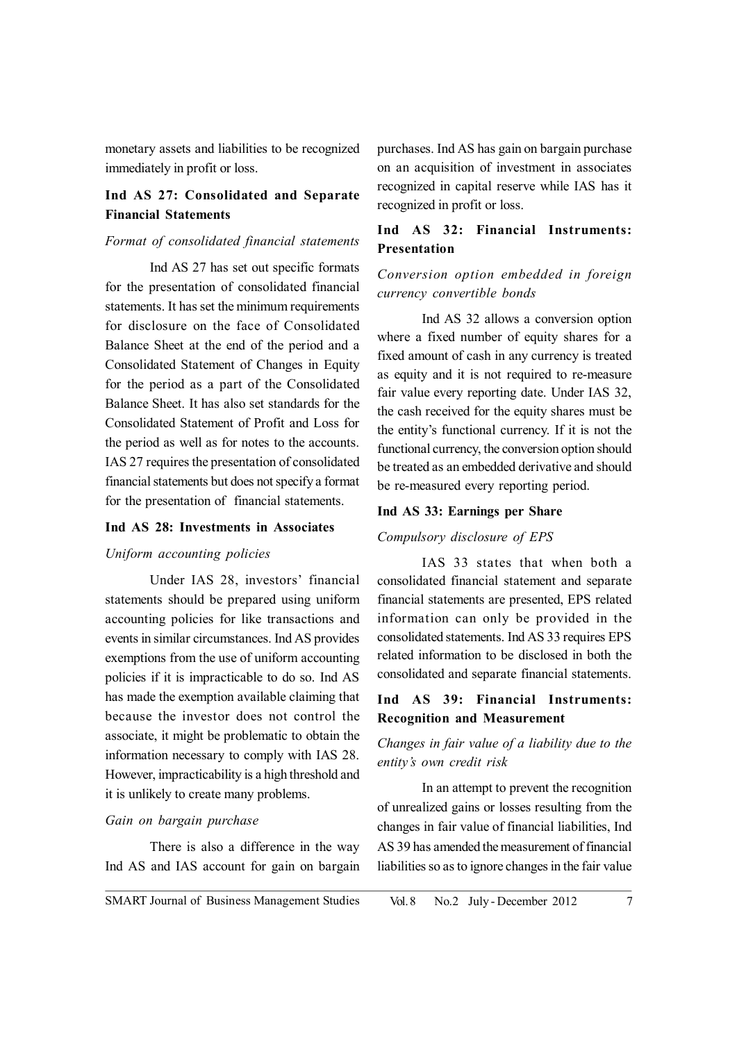monetary assets and liabilities to be recognized immediately in profit or loss.

## Ind AS 27: Consolidated and Separate Financial Statements

*Format of consolidated financial statements*

Ind AS 27 has set out specific formats for the presentation of consolidated financial statements. It has set the minimum requirements for disclosure on the face of Consolidated Balance Sheet at the end of the period and a Consolidated Statement of Changes in Equity for the period as a part of the Consolidated Balance Sheet. It has also set standards for the Consolidated Statement of Profit and Loss for the period as well as for notes to the accounts. IAS 27 requires the presentation of consolidated financial statements but does not specify a format for the presentation of financial statements.

## Ind AS 28: Investments in Associates

*Uniform accounting policies*

Under IAS 28, investors' financial statements should be prepared using uniform accounting policies for like transactions and events in similar circumstances. Ind AS provides exemptions from the use of uniform accounting policies if it is impracticable to do so. Ind AS has made the exemption available claiming that because the investor does not control the associate, it might be problematic to obtain the information necessary to comply with IAS 28. However, impracticability is a high threshold and it is unlikely to create many problems.

*Gain on bargain purchase*

There is also a difference in the way Ind AS and IAS account for gain on bargain purchases. Ind AS has gain on bargain purchase on an acquisition of investment in associates recognized in capital reserve while IAS has it recognized in profit or loss.

## Ind AS 32: Financial Instruments: Presentation

*Conversion option embedded in foreign currency convertible bonds*

Ind AS 32 allows a conversion option where a fixed number of equity shares for a fixed amount of cash in any currency is treated as equity and it is not required to re-measure fair value every reporting date. Under IAS 32, the cash received for the equity shares must be the entity's functional currency. If it is not the functional currency, the conversion option should be treated as an embedded derivative and should be re-measured every reporting period.

## Ind AS 33: Earnings per Share

*Compulsory disclosure of EPS*

IAS 33 states that when both a consolidated financial statement and separate financial statements are presented, EPS related information can only be provided in the consolidated statements. Ind AS 33 requires EPS related information to be disclosed in both the consolidated and separate financial statements.

## Ind AS 39: Financial Instruments: Recognition and Measurement

*Changes in fair value of a liability due to the entity's own credit risk*

In an attempt to prevent the recognition of unrealized gains or losses resulting from the changes in fair value of financial liabilities, Ind AS 39 has amended the measurement of financial liabilities so as to ignore changes in the fair value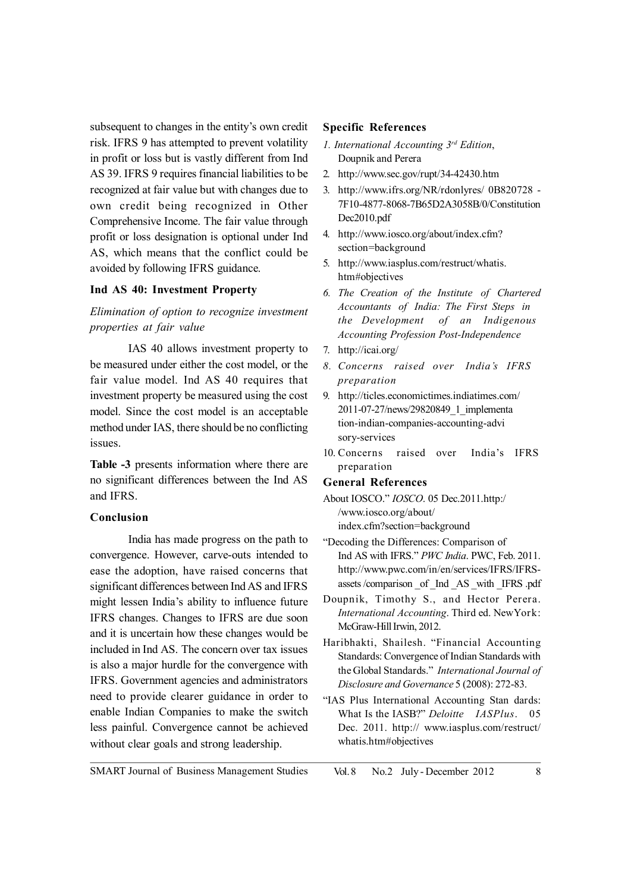subsequent to changes in the entity's own credit risk. IFRS 9 has attempted to prevent volatility in profit or loss but is vastly different from Ind AS 39. IFRS 9 requires financial liabilities to be recognized at fair value but with changes due to own credit being recognized in Other Comprehensive Income. The fair value through profit or loss designation is optional under Ind AS, which means that the conflict could be avoided by following IFRS guidance.

### Ind AS 40: Investment Property

*Elimination of option to recognize investment properties at fair value*

IAS 40 allows investment property to be measured under either the cost model, or the fair value model. Ind AS 40 requires that investment property be measured using the cost model. Since the cost model is an acceptable method under IAS, there should be no conflicting issues.

**Table -3** presents information where there are no significant differences between the Ind AS and IFRS.

### Conclusion

India has made progress on the path to convergence. However, carve-outs intended to ease the adoption, have raised concerns that significant differences between Ind AS and IFRS might lessen India's ability to influence future IFRS changes. Changes to IFRS are due soon and it is uncertain how these changes would be included in Ind AS. The concern over tax issues is also a major hurdle for the convergence with IFRS. Government agencies and administrators need to provide clearer guidance in order to enable Indian Companies to make the switch less painful. Convergence cannot be achieved without clear goals and strong leadership.

### Specific References

1. *International Accounting 3rd Edition*, Doupnik and Perera
2. http://www.sec.gov/rupt/34-42430.htm
3. http://www.ifrs.org/NR/rdonlyres/ 0B820728 - 7F10-4877-8068-7B65D2A3058B/0/Constitution Dec2010.pdf
4. http://www.iosco.org/about/index.cfm? section=background
5. http://www.iasplus.com/restruct/whatis. htm#objectives
6. *The Creation of the Institute of Chartered Accountants of India: The First Steps in the Development of an Indigenous Accounting Profession Post-Independence*
7. http://icai.org/
8. *Concerns raised over India's IFRS preparation*
9. http://ticles.economictimes.indiatimes.com/ 2011-07-27/news/29820849_1_implementa tion-indian-companies-accounting-advi sory-services
10. Concerns raised over India's IFRS preparation

### General References

About IOSCO." *IOSCO*. 05 Dec.2011.http:/ /www.iosco.org/about/ index.cfm?section=background

"Decoding the Differences: Comparison of Ind AS with IFRS." *PWC India*. PWC, Feb. 2011. http://www.pwc.com/in/en/services/IFRS/IFRS-assets /comparison _of _Ind _AS _with _IFRS .pdf

Doupnik, Timothy S., and Hector Perera. *International Accounting*. Third ed. NewYork: McGraw-Hill Irwin, 2012.

Haribhakti, Shailesh. "Financial Accounting Standards: Convergence of Indian Standards with the Global Standards." *International Journal of Disclosure and Governance* 5 (2008): 272-83.

"IAS Plus International Accounting Stan dards: What Is the IASB?" *Deloitte IASPlus*. 05 Dec. 2011. http:// www.iasplus.com/restruct/ whatis.htm#objectives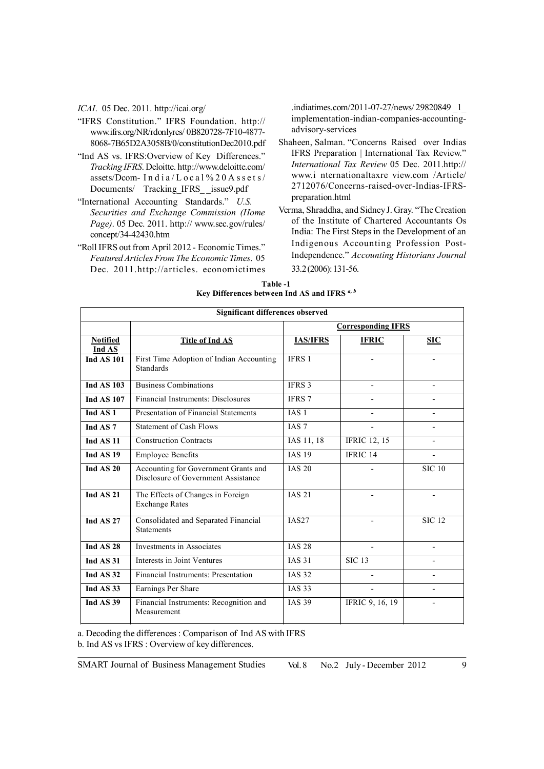*ICAI*. 05 Dec. 2011. http://icai.org/

"IFRS Constitution." IFRS Foundation. http://www.ifrs.org/NR/rdonlyres/ 0B820728-7F10-4877-8068-7B65D2A3058B/0/constitutionDec2010.pdf

"Ind AS vs. IFRS:Overview of Key Differences." *Tracking IFRS*. Deloitte. http://www.deloitte.com/assets/Dcom- India/Local%20Assets/Documents/ Tracking_IFRS__issue9.pdf

"International Accounting Standards." *U.S. Securities and Exchange Commission (Home Page)*. 05 Dec. 2011. http:// www.sec.gov/rules/concept/34-42430.htm

"Roll IFRS out from April 2012 - Economic Times." *Featured Articles From The Economic Times*. 05 Dec. 2011.http://articles. economictimes .indiatimes.com/2011-07-27/news/ 29820849 _1_ implementation-indian-companies-accounting-advisory-services

Shaheen, Salman. "Concerns Raised over Indias IFRS Preparation | International Tax Review." *International Tax Review* 05 Dec. 2011.http://www.i nternationaltaxre view.com /Article/ 2712076/Concerns-raised-over-Indias-IFRS-preparation.html

Verma, Shraddha, and Sidney J. Gray. "The Creation of the Institute of Chartered Accountants Os India: The First Steps in the Development of an Indigenous Accounting Profession Post-Independence." *Accounting Historians Journal* 33.2 (2006): 131-56.

**Table -1**
**Key Differences between Ind AS and IFRS [a, b]**

| Significant differences observed | | | | |
|---|---|---|---|---|
| | | Corresponding IFRS | | |
| **Notified Ind AS** | **Title of Ind AS** | **IAS/IFRS** | **IFRIC** | **SIC** |
| **Ind AS 101** | First Time Adoption of Indian Accounting Standards | IFRS 1 | - | - |
| **Ind AS 103** | Business Combinations | IFRS 3 | - | - |
| **Ind AS 107** | Financial Instruments: Disclosures | IFRS 7 | - | - |
| **Ind AS 1** | Presentation of Financial Statements | IAS 1 | - | - |
| **Ind AS 7** | Statement of Cash Flows | IAS 7 | - | - |
| **Ind AS 11** | Construction Contracts | IAS 11, 18 | IFRIC 12, 15 | - |
| **Ind AS 19** | Employee Benefits | IAS 19 | IFRIC 14 | - |
| **Ind AS 20** | Accounting for Government Grants and Disclosure of Government Assistance | IAS 20 | - | SIC 10 |
| **Ind AS 21** | The Effects of Changes in Foreign Exchange Rates | IAS 21 | - | - |
| **Ind AS 27** | Consolidated and Separated Financial Statements | IAS27 | - | SIC 12 |
| **Ind AS 28** | Investments in Associates | IAS 28 | - | - |
| **Ind AS 31** | Interests in Joint Ventures | IAS 31 | SIC 13 | - |
| **Ind AS 32** | Financial Instruments: Presentation | IAS 32 | - | - |
| **Ind AS 33** | Earnings Per Share | IAS 33 | - | - |
| **Ind AS 39** | Financial Instruments: Recognition and Measurement | IAS 39 | IFRIC 9, 16, 19 | - |

a. Decoding the differences : Comparison of Ind AS with IFRS

b. Ind AS vs IFRS : Overview of key differences.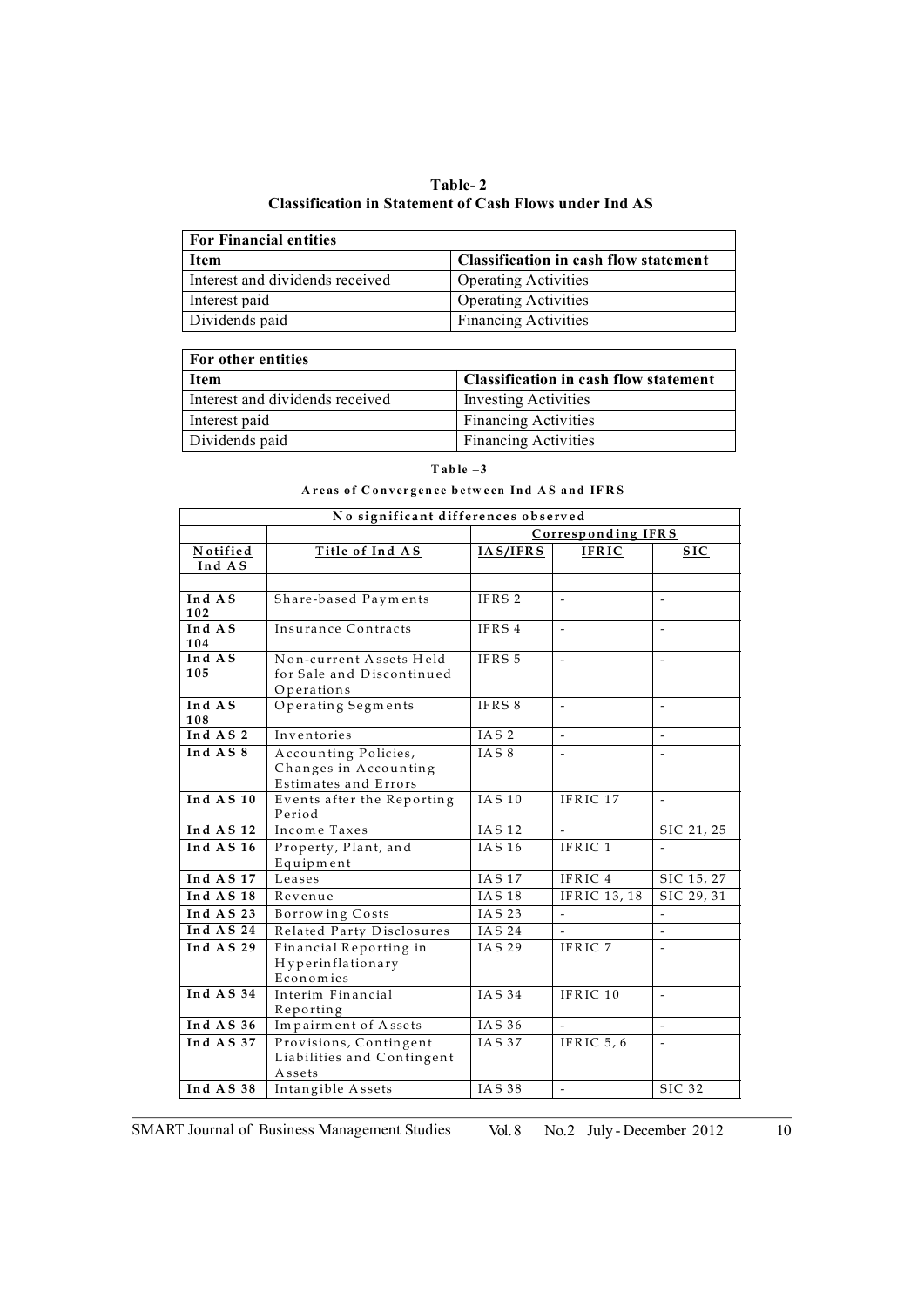**Table- 2**
**Classification in Statement of Cash Flows under Ind AS**

| For Financial entities | |
|---|---|
| **Item** | **Classification in cash flow statement** |
| Interest and dividends received | Operating Activities |
| Interest paid | Operating Activities |
| Dividends paid | Financing Activities |

| For other entities | |
|---|---|
| **Item** | **Classification in cash flow statement** |
| Interest and dividends received | Investing Activities |
| Interest paid | Financing Activities |
| Dividends paid | Financing Activities |

**Table –3**

**Areas of Convergence between Ind AS and IFRS**

| No significant differences observed | | | | |
|---|---|---|---|---|
| | | Corresponding IFRS | | |
| Notified Ind AS | Title of Ind AS | IAS/IFRS | IFRIC | SIC |
| | | | | |
| Ind AS 102 | Share-based Payments | IFRS 2 | - | - |
| Ind AS 104 | Insurance Contracts | IFRS 4 | - | - |
| Ind AS 105 | Non-current Assets Held for Sale and Discontinued Operations | IFRS 5 | - | - |
| Ind AS 108 | Operating Segments | IFRS 8 | - | - |
| Ind AS 2 | Inventories | IAS 2 | - | - |
| Ind AS 8 | Accounting Policies, Changes in Accounting Estimates and Errors | IAS 8 | - | - |
| Ind AS 10 | Events after the Reporting Period | IAS 10 | IFRIC 17 | - |
| Ind AS 12 | Income Taxes | IAS 12 | - | SIC 21, 25 |
| Ind AS 16 | Property, Plant, and Equipment | IAS 16 | IFRIC 1 | - |
| Ind AS 17 | Leases | IAS 17 | IFRIC 4 | SIC 15, 27 |
| Ind AS 18 | Revenue | IAS 18 | IFRIC 13, 18 | SIC 29, 31 |
| Ind AS 23 | Borrowing Costs | IAS 23 | - | - |
| Ind AS 24 | Related Party Disclosures | IAS 24 | - | - |
| Ind AS 29 | Financial Reporting in Hyperinflationary Economies | IAS 29 | IFRIC 7 | - |
| Ind AS 34 | Interim Financial Reporting | IAS 34 | IFRIC 10 | - |
| Ind AS 36 | Impairment of Assets | IAS 36 | - | - |
| Ind AS 37 | Provisions, Contingent Liabilities and Contingent Assets | IAS 37 | IFRIC 5, 6 | - |
| Ind AS 38 | Intangible Assets | IAS 38 | - | SIC 32 |